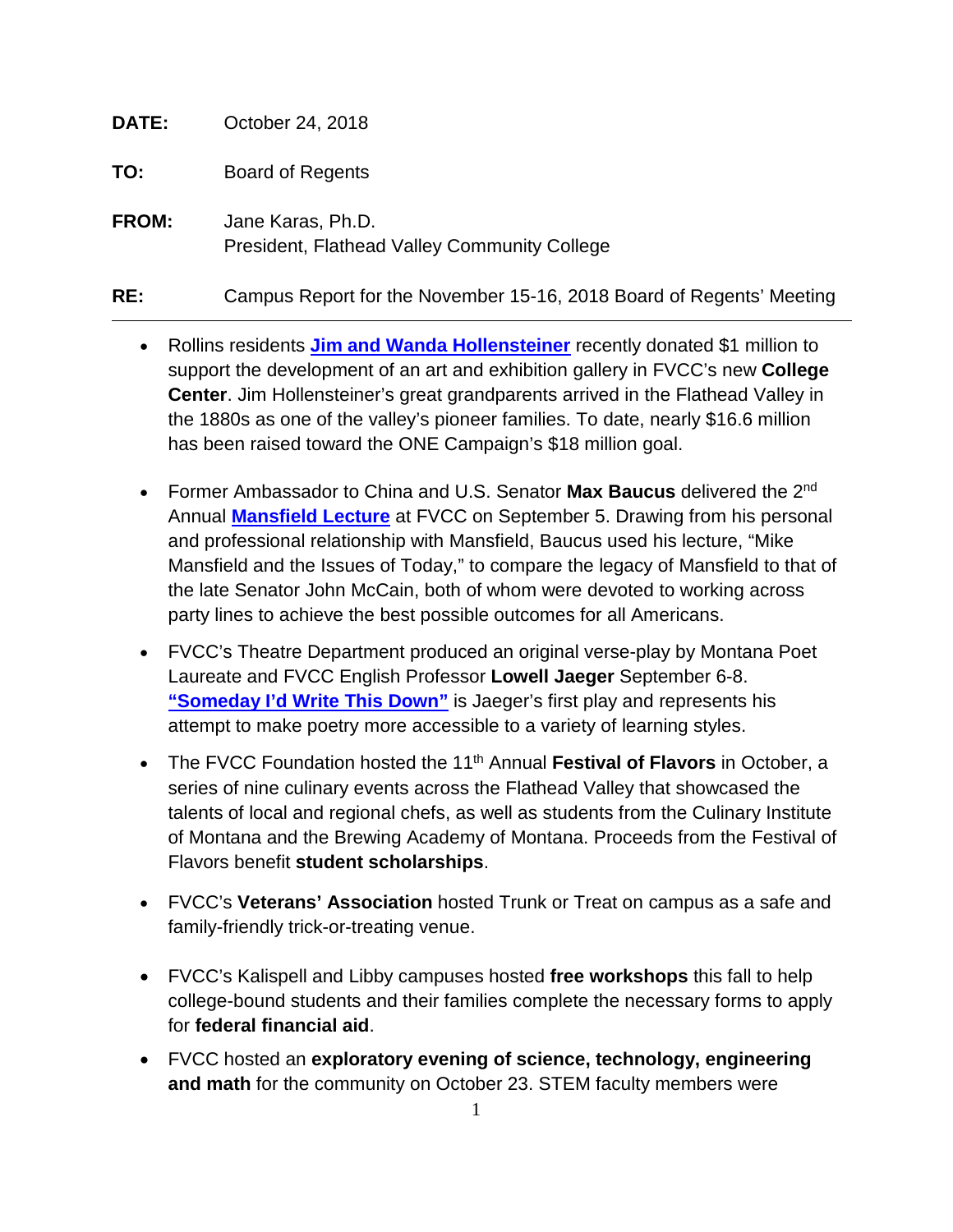**DATE:** October 24, 2018

**TO:** Board of Regents

**FROM:** Jane Karas, Ph.D.
President, Flathead Valley Community College

**RE:** Campus Report for the November 15-16, 2018 Board of Regents' Meeting

---

- Rollins residents **Jim and Wanda Hollensteiner** recently donated $1 million to support the development of an art and exhibition gallery in FVCC's new **College Center**. Jim Hollensteiner's great grandparents arrived in the Flathead Valley in the 1880s as one of the valley's pioneer families. To date, nearly $16.6 million has been raised toward the ONE Campaign's $18 million goal.

- Former Ambassador to China and U.S. Senator **Max Baucus** delivered the 2nd Annual **Mansfield Lecture** at FVCC on September 5. Drawing from his personal and professional relationship with Mansfield, Baucus used his lecture, "Mike Mansfield and the Issues of Today," to compare the legacy of Mansfield to that of the late Senator John McCain, both of whom were devoted to working across party lines to achieve the best possible outcomes for all Americans.

- FVCC's Theatre Department produced an original verse-play by Montana Poet Laureate and FVCC English Professor **Lowell Jaeger** September 6-8. **"Someday I'd Write This Down"** is Jaeger's first play and represents his attempt to make poetry more accessible to a variety of learning styles.

- The FVCC Foundation hosted the 11th Annual **Festival of Flavors** in October, a series of nine culinary events across the Flathead Valley that showcased the talents of local and regional chefs, as well as students from the Culinary Institute of Montana and the Brewing Academy of Montana. Proceeds from the Festival of Flavors benefit **student scholarships**.

- FVCC's **Veterans' Association** hosted Trunk or Treat on campus as a safe and family-friendly trick-or-treating venue.

- FVCC's Kalispell and Libby campuses hosted **free workshops** this fall to help college-bound students and their families complete the necessary forms to apply for **federal financial aid**.

- FVCC hosted an **exploratory evening of science, technology, engineering and math** for the community on October 23. STEM faculty members were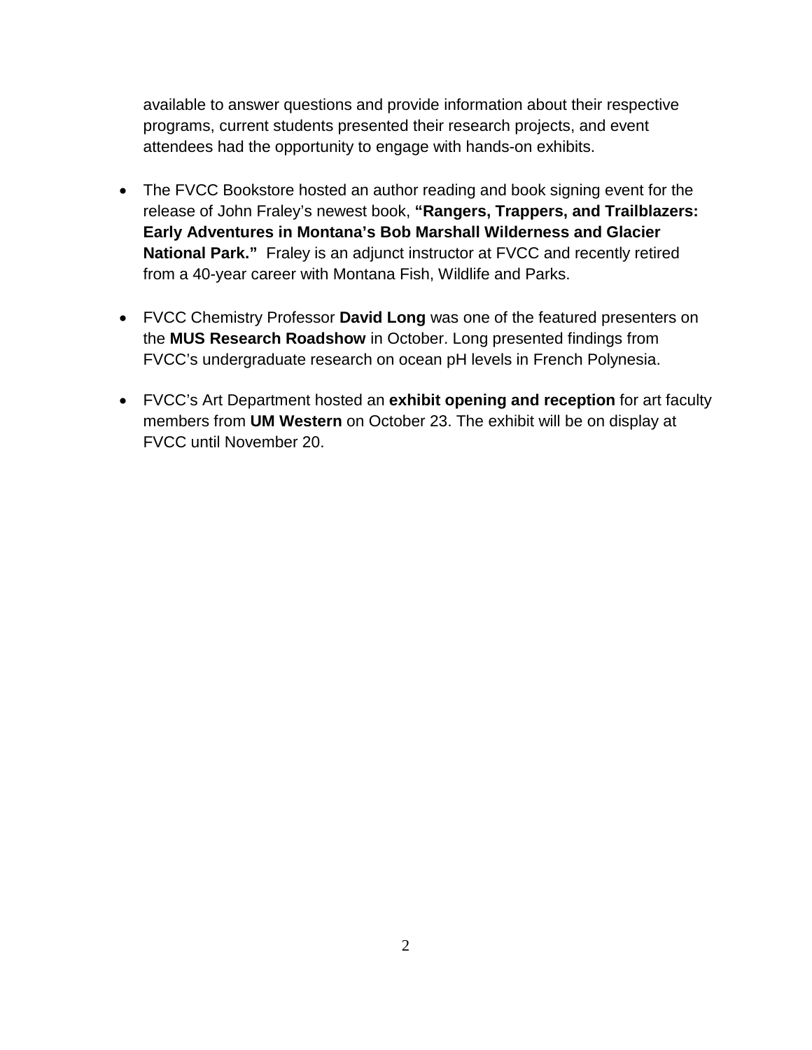available to answer questions and provide information about their respective programs, current students presented their research projects, and event attendees had the opportunity to engage with hands-on exhibits.

- The FVCC Bookstore hosted an author reading and book signing event for the release of John Fraley's newest book, **"Rangers, Trappers, and Trailblazers: Early Adventures in Montana's Bob Marshall Wilderness and Glacier National Park."** Fraley is an adjunct instructor at FVCC and recently retired from a 40-year career with Montana Fish, Wildlife and Parks.

- FVCC Chemistry Professor **David Long** was one of the featured presenters on the **MUS Research Roadshow** in October. Long presented findings from FVCC's undergraduate research on ocean pH levels in French Polynesia.

- FVCC's Art Department hosted an **exhibit opening and reception** for art faculty members from **UM Western** on October 23. The exhibit will be on display at FVCC until November 20.